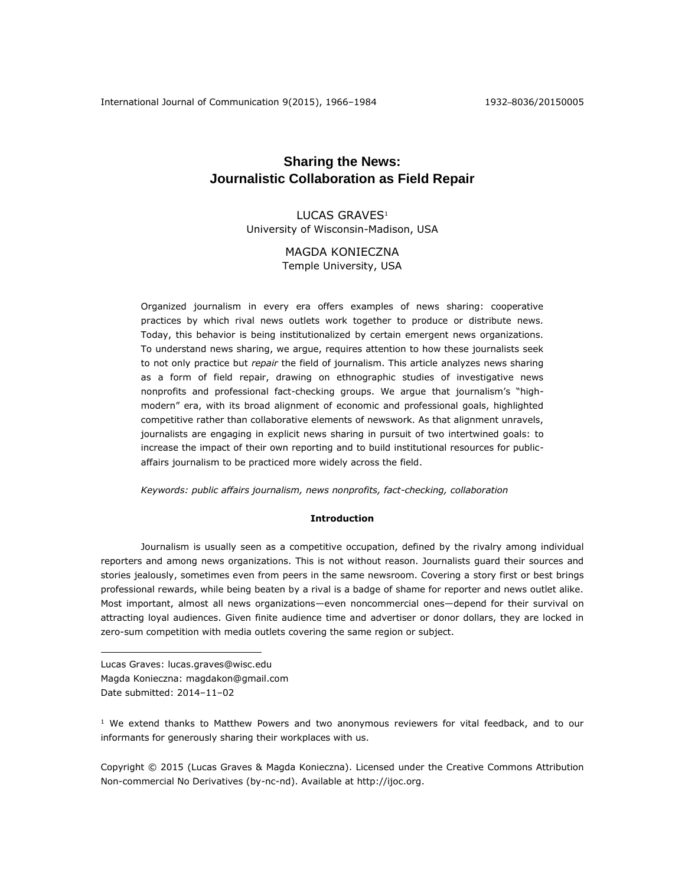# Sharing the News:
# Journalistic Collaboration as Field Repair

LUCAS GRAVES[1]
University of Wisconsin-Madison, USA

MAGDA KONIECZNA
Temple University, USA

Organized journalism in every era offers examples of news sharing: cooperative practices by which rival news outlets work together to produce or distribute news. Today, this behavior is being institutionalized by certain emergent news organizations. To understand news sharing, we argue, requires attention to how these journalists seek to not only practice but *repair* the field of journalism. This article analyzes news sharing as a form of field repair, drawing on ethnographic studies of investigative news nonprofits and professional fact-checking groups. We argue that journalism's "high-modern" era, with its broad alignment of economic and professional goals, highlighted competitive rather than collaborative elements of newswork. As that alignment unravels, journalists are engaging in explicit news sharing in pursuit of two intertwined goals: to increase the impact of their own reporting and to build institutional resources for public-affairs journalism to be practiced more widely across the field.

*Keywords: public affairs journalism, news nonprofits, fact-checking, collaboration*

## Introduction

Journalism is usually seen as a competitive occupation, defined by the rivalry among individual reporters and among news organizations. This is not without reason. Journalists guard their sources and stories jealously, sometimes even from peers in the same newsroom. Covering a story first or best brings professional rewards, while being beaten by a rival is a badge of shame for reporter and news outlet alike. Most important, almost all news organizations—even noncommercial ones—depend for their survival on attracting loyal audiences. Given finite audience time and advertiser or donor dollars, they are locked in zero-sum competition with media outlets covering the same region or subject.

Lucas Graves: lucas.graves@wisc.edu
Magda Konieczna: magdakon@gmail.com
Date submitted: 2014–11–02

[1] We extend thanks to Matthew Powers and two anonymous reviewers for vital feedback, and to our informants for generously sharing their workplaces with us.

Copyright © 2015 (Lucas Graves & Magda Konieczna). Licensed under the Creative Commons Attribution Non-commercial No Derivatives (by-nc-nd). Available at http://ijoc.org.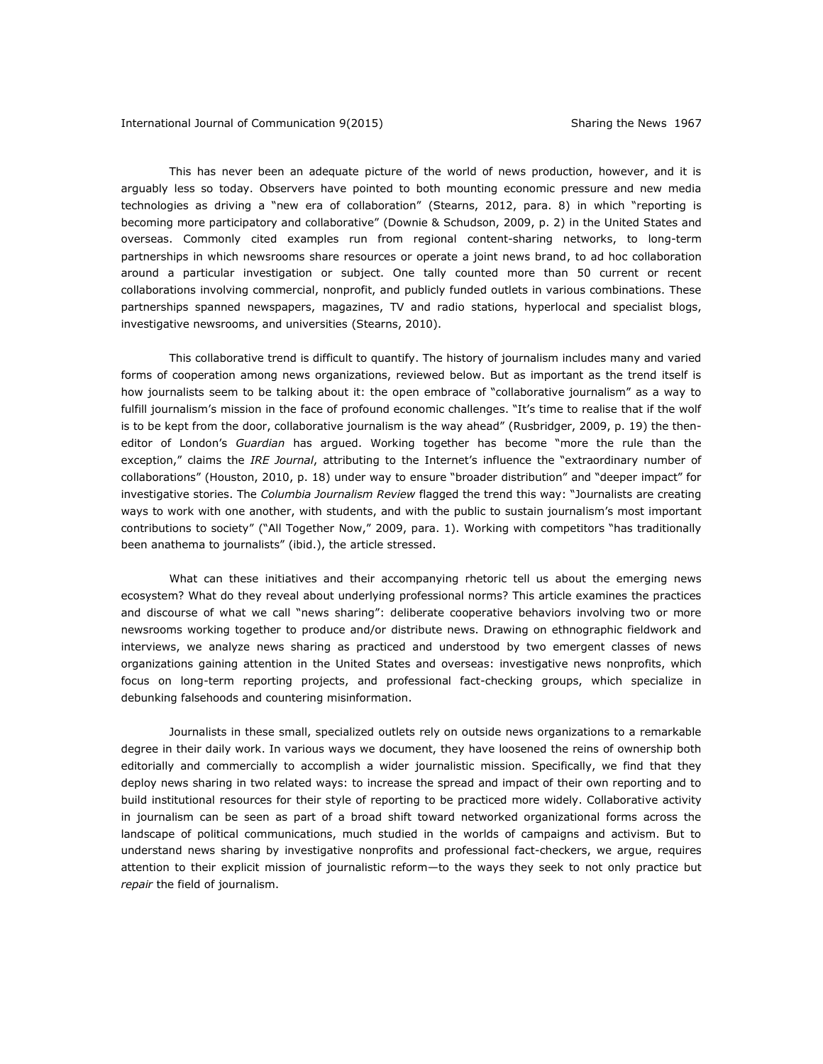This has never been an adequate picture of the world of news production, however, and it is arguably less so today. Observers have pointed to both mounting economic pressure and new media technologies as driving a "new era of collaboration" (Stearns, 2012, para. 8) in which "reporting is becoming more participatory and collaborative" (Downie & Schudson, 2009, p. 2) in the United States and overseas. Commonly cited examples run from regional content-sharing networks, to long-term partnerships in which newsrooms share resources or operate a joint news brand, to ad hoc collaboration around a particular investigation or subject. One tally counted more than 50 current or recent collaborations involving commercial, nonprofit, and publicly funded outlets in various combinations. These partnerships spanned newspapers, magazines, TV and radio stations, hyperlocal and specialist blogs, investigative newsrooms, and universities (Stearns, 2010).

This collaborative trend is difficult to quantify. The history of journalism includes many and varied forms of cooperation among news organizations, reviewed below. But as important as the trend itself is how journalists seem to be talking about it: the open embrace of "collaborative journalism" as a way to fulfill journalism's mission in the face of profound economic challenges. "It's time to realise that if the wolf is to be kept from the door, collaborative journalism is the way ahead" (Rusbridger, 2009, p. 19) the then-editor of London's *Guardian* has argued. Working together has become "more the rule than the exception," claims the *IRE Journal*, attributing to the Internet's influence the "extraordinary number of collaborations" (Houston, 2010, p. 18) under way to ensure "broader distribution" and "deeper impact" for investigative stories. The *Columbia Journalism Review* flagged the trend this way: "Journalists are creating ways to work with one another, with students, and with the public to sustain journalism's most important contributions to society" ("All Together Now," 2009, para. 1). Working with competitors "has traditionally been anathema to journalists" (ibid.), the article stressed.

What can these initiatives and their accompanying rhetoric tell us about the emerging news ecosystem? What do they reveal about underlying professional norms? This article examines the practices and discourse of what we call "news sharing": deliberate cooperative behaviors involving two or more newsrooms working together to produce and/or distribute news. Drawing on ethnographic fieldwork and interviews, we analyze news sharing as practiced and understood by two emergent classes of news organizations gaining attention in the United States and overseas: investigative news nonprofits, which focus on long-term reporting projects, and professional fact-checking groups, which specialize in debunking falsehoods and countering misinformation.

Journalists in these small, specialized outlets rely on outside news organizations to a remarkable degree in their daily work. In various ways we document, they have loosened the reins of ownership both editorially and commercially to accomplish a wider journalistic mission. Specifically, we find that they deploy news sharing in two related ways: to increase the spread and impact of their own reporting and to build institutional resources for their style of reporting to be practiced more widely. Collaborative activity in journalism can be seen as part of a broad shift toward networked organizational forms across the landscape of political communications, much studied in the worlds of campaigns and activism. But to understand news sharing by investigative nonprofits and professional fact-checkers, we argue, requires attention to their explicit mission of journalistic reform—to the ways they seek to not only practice but *repair* the field of journalism.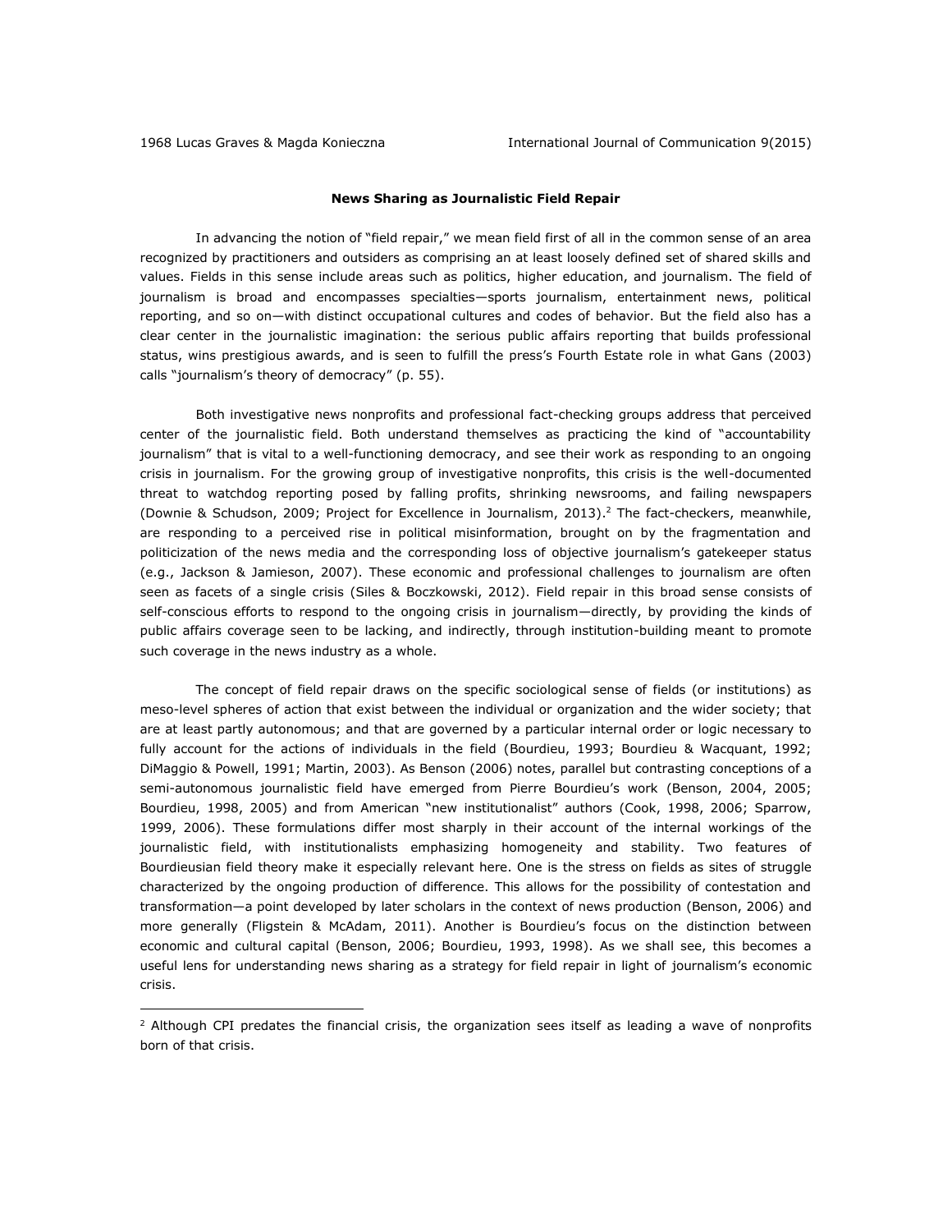**News Sharing as Journalistic Field Repair**

In advancing the notion of "field repair," we mean field first of all in the common sense of an area recognized by practitioners and outsiders as comprising an at least loosely defined set of shared skills and values. Fields in this sense include areas such as politics, higher education, and journalism. The field of journalism is broad and encompasses specialties—sports journalism, entertainment news, political reporting, and so on—with distinct occupational cultures and codes of behavior. But the field also has a clear center in the journalistic imagination: the serious public affairs reporting that builds professional status, wins prestigious awards, and is seen to fulfill the press's Fourth Estate role in what Gans (2003) calls "journalism's theory of democracy" (p. 55).

Both investigative news nonprofits and professional fact-checking groups address that perceived center of the journalistic field. Both understand themselves as practicing the kind of "accountability journalism" that is vital to a well-functioning democracy, and see their work as responding to an ongoing crisis in journalism. For the growing group of investigative nonprofits, this crisis is the well-documented threat to watchdog reporting posed by falling profits, shrinking newsrooms, and failing newspapers (Downie & Schudson, 2009; Project for Excellence in Journalism, 2013).[2] The fact-checkers, meanwhile, are responding to a perceived rise in political misinformation, brought on by the fragmentation and politicization of the news media and the corresponding loss of objective journalism's gatekeeper status (e.g., Jackson & Jamieson, 2007). These economic and professional challenges to journalism are often seen as facets of a single crisis (Siles & Boczkowski, 2012). Field repair in this broad sense consists of self-conscious efforts to respond to the ongoing crisis in journalism—directly, by providing the kinds of public affairs coverage seen to be lacking, and indirectly, through institution-building meant to promote such coverage in the news industry as a whole.

The concept of field repair draws on the specific sociological sense of fields (or institutions) as meso-level spheres of action that exist between the individual or organization and the wider society; that are at least partly autonomous; and that are governed by a particular internal order or logic necessary to fully account for the actions of individuals in the field (Bourdieu, 1993; Bourdieu & Wacquant, 1992; DiMaggio & Powell, 1991; Martin, 2003). As Benson (2006) notes, parallel but contrasting conceptions of a semi-autonomous journalistic field have emerged from Pierre Bourdieu's work (Benson, 2004, 2005; Bourdieu, 1998, 2005) and from American "new institutionalist" authors (Cook, 1998, 2006; Sparrow, 1999, 2006). These formulations differ most sharply in their account of the internal workings of the journalistic field, with institutionalists emphasizing homogeneity and stability. Two features of Bourdieusian field theory make it especially relevant here. One is the stress on fields as sites of struggle characterized by the ongoing production of difference. This allows for the possibility of contestation and transformation—a point developed by later scholars in the context of news production (Benson, 2006) and more generally (Fligstein & McAdam, 2011). Another is Bourdieu's focus on the distinction between economic and cultural capital (Benson, 2006; Bourdieu, 1993, 1998). As we shall see, this becomes a useful lens for understanding news sharing as a strategy for field repair in light of journalism's economic crisis.

[2] Although CPI predates the financial crisis, the organization sees itself as leading a wave of nonprofits born of that crisis.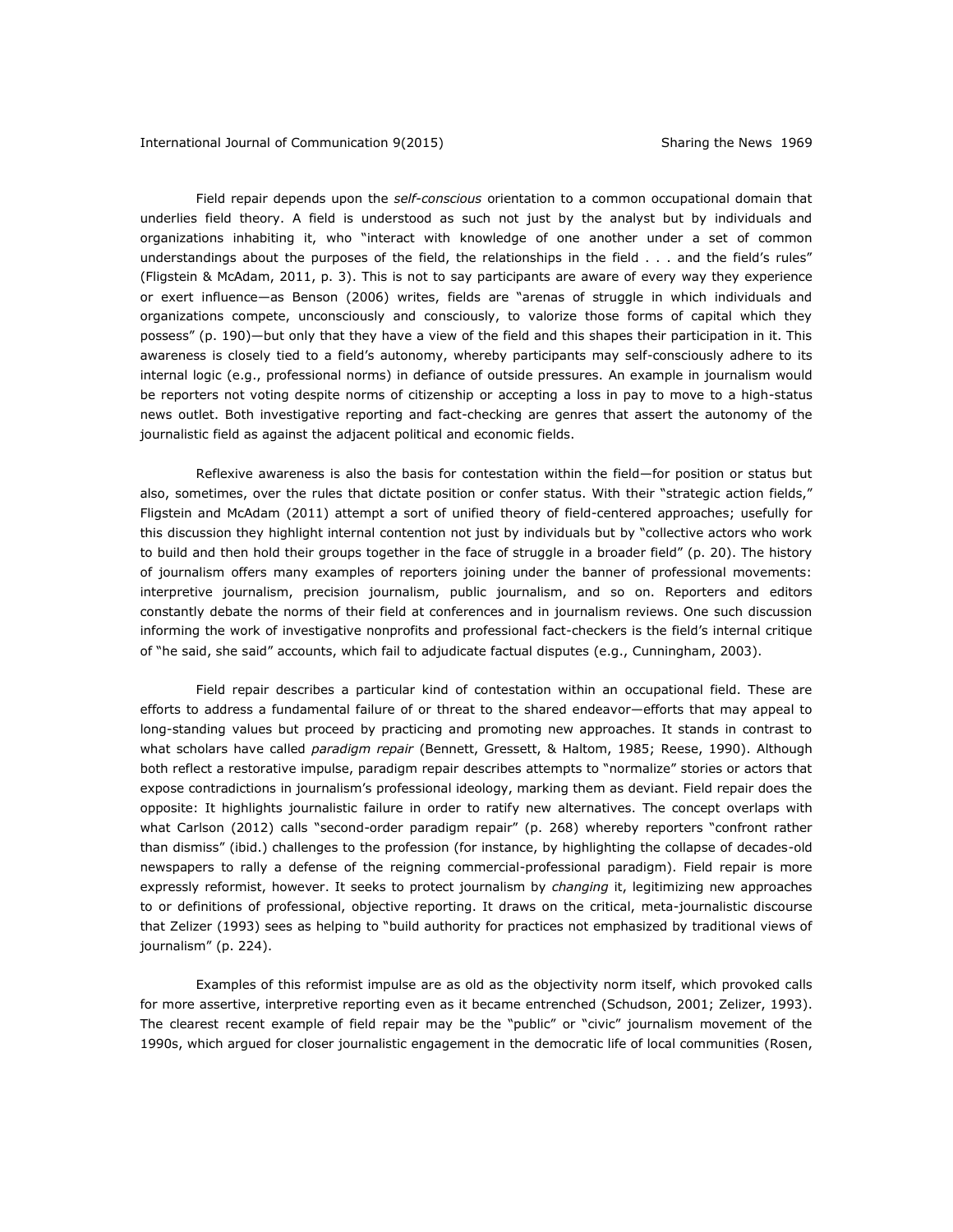Field repair depends upon the *self-conscious* orientation to a common occupational domain that underlies field theory. A field is understood as such not just by the analyst but by individuals and organizations inhabiting it, who "interact with knowledge of one another under a set of common understandings about the purposes of the field, the relationships in the field . . . and the field's rules" (Fligstein & McAdam, 2011, p. 3). This is not to say participants are aware of every way they experience or exert influence—as Benson (2006) writes, fields are "arenas of struggle in which individuals and organizations compete, unconsciously and consciously, to valorize those forms of capital which they possess" (p. 190)—but only that they have a view of the field and this shapes their participation in it. This awareness is closely tied to a field's autonomy, whereby participants may self-consciously adhere to its internal logic (e.g., professional norms) in defiance of outside pressures. An example in journalism would be reporters not voting despite norms of citizenship or accepting a loss in pay to move to a high-status news outlet. Both investigative reporting and fact-checking are genres that assert the autonomy of the journalistic field as against the adjacent political and economic fields.

Reflexive awareness is also the basis for contestation within the field—for position or status but also, sometimes, over the rules that dictate position or confer status. With their "strategic action fields," Fligstein and McAdam (2011) attempt a sort of unified theory of field-centered approaches; usefully for this discussion they highlight internal contention not just by individuals but by "collective actors who work to build and then hold their groups together in the face of struggle in a broader field" (p. 20). The history of journalism offers many examples of reporters joining under the banner of professional movements: interpretive journalism, precision journalism, public journalism, and so on. Reporters and editors constantly debate the norms of their field at conferences and in journalism reviews. One such discussion informing the work of investigative nonprofits and professional fact-checkers is the field's internal critique of "he said, she said" accounts, which fail to adjudicate factual disputes (e.g., Cunningham, 2003).

Field repair describes a particular kind of contestation within an occupational field. These are efforts to address a fundamental failure of or threat to the shared endeavor—efforts that may appeal to long-standing values but proceed by practicing and promoting new approaches. It stands in contrast to what scholars have called *paradigm repair* (Bennett, Gressett, & Haltom, 1985; Reese, 1990). Although both reflect a restorative impulse, paradigm repair describes attempts to "normalize" stories or actors that expose contradictions in journalism's professional ideology, marking them as deviant. Field repair does the opposite: It highlights journalistic failure in order to ratify new alternatives. The concept overlaps with what Carlson (2012) calls "second-order paradigm repair" (p. 268) whereby reporters "confront rather than dismiss" (ibid.) challenges to the profession (for instance, by highlighting the collapse of decades-old newspapers to rally a defense of the reigning commercial-professional paradigm). Field repair is more expressly reformist, however. It seeks to protect journalism by *changing* it, legitimizing new approaches to or definitions of professional, objective reporting. It draws on the critical, meta-journalistic discourse that Zelizer (1993) sees as helping to "build authority for practices not emphasized by traditional views of journalism" (p. 224).

Examples of this reformist impulse are as old as the objectivity norm itself, which provoked calls for more assertive, interpretive reporting even as it became entrenched (Schudson, 2001; Zelizer, 1993). The clearest recent example of field repair may be the "public" or "civic" journalism movement of the 1990s, which argued for closer journalistic engagement in the democratic life of local communities (Rosen,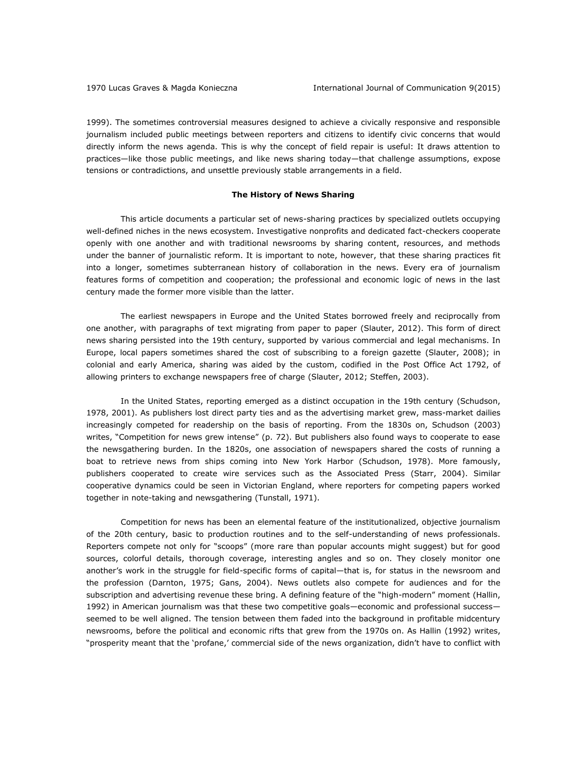1999). The sometimes controversial measures designed to achieve a civically responsive and responsible journalism included public meetings between reporters and citizens to identify civic concerns that would directly inform the news agenda. This is why the concept of field repair is useful: It draws attention to practices—like those public meetings, and like news sharing today—that challenge assumptions, expose tensions or contradictions, and unsettle previously stable arrangements in a field.

## The History of News Sharing

This article documents a particular set of news-sharing practices by specialized outlets occupying well-defined niches in the news ecosystem. Investigative nonprofits and dedicated fact-checkers cooperate openly with one another and with traditional newsrooms by sharing content, resources, and methods under the banner of journalistic reform. It is important to note, however, that these sharing practices fit into a longer, sometimes subterranean history of collaboration in the news. Every era of journalism features forms of competition and cooperation; the professional and economic logic of news in the last century made the former more visible than the latter.

The earliest newspapers in Europe and the United States borrowed freely and reciprocally from one another, with paragraphs of text migrating from paper to paper (Slauter, 2012). This form of direct news sharing persisted into the 19th century, supported by various commercial and legal mechanisms. In Europe, local papers sometimes shared the cost of subscribing to a foreign gazette (Slauter, 2008); in colonial and early America, sharing was aided by the custom, codified in the Post Office Act 1792, of allowing printers to exchange newspapers free of charge (Slauter, 2012; Steffen, 2003).

In the United States, reporting emerged as a distinct occupation in the 19th century (Schudson, 1978, 2001). As publishers lost direct party ties and as the advertising market grew, mass-market dailies increasingly competed for readership on the basis of reporting. From the 1830s on, Schudson (2003) writes, "Competition for news grew intense" (p. 72). But publishers also found ways to cooperate to ease the newsgathering burden. In the 1820s, one association of newspapers shared the costs of running a boat to retrieve news from ships coming into New York Harbor (Schudson, 1978). More famously, publishers cooperated to create wire services such as the Associated Press (Starr, 2004). Similar cooperative dynamics could be seen in Victorian England, where reporters for competing papers worked together in note-taking and newsgathering (Tunstall, 1971).

Competition for news has been an elemental feature of the institutionalized, objective journalism of the 20th century, basic to production routines and to the self-understanding of news professionals. Reporters compete not only for "scoops" (more rare than popular accounts might suggest) but for good sources, colorful details, thorough coverage, interesting angles and so on. They closely monitor one another's work in the struggle for field-specific forms of capital—that is, for status in the newsroom and the profession (Darnton, 1975; Gans, 2004). News outlets also compete for audiences and for the subscription and advertising revenue these bring. A defining feature of the "high-modern" moment (Hallin, 1992) in American journalism was that these two competitive goals—economic and professional success—seemed to be well aligned. The tension between them faded into the background in profitable midcentury newsrooms, before the political and economic rifts that grew from the 1970s on. As Hallin (1992) writes, "prosperity meant that the 'profane,' commercial side of the news organization, didn't have to conflict with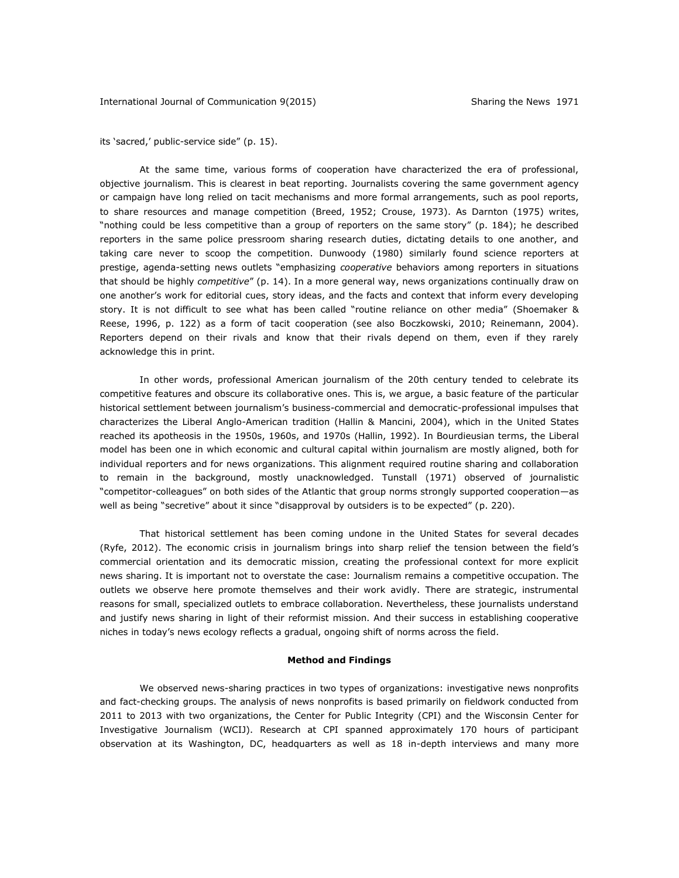its 'sacred,' public-service side" (p. 15).

At the same time, various forms of cooperation have characterized the era of professional, objective journalism. This is clearest in beat reporting. Journalists covering the same government agency or campaign have long relied on tacit mechanisms and more formal arrangements, such as pool reports, to share resources and manage competition (Breed, 1952; Crouse, 1973). As Darnton (1975) writes, "nothing could be less competitive than a group of reporters on the same story" (p. 184); he described reporters in the same police pressroom sharing research duties, dictating details to one another, and taking care never to scoop the competition. Dunwoody (1980) similarly found science reporters at prestige, agenda-setting news outlets "emphasizing *cooperative* behaviors among reporters in situations that should be highly *competitive*" (p. 14). In a more general way, news organizations continually draw on one another's work for editorial cues, story ideas, and the facts and context that inform every developing story. It is not difficult to see what has been called "routine reliance on other media" (Shoemaker & Reese, 1996, p. 122) as a form of tacit cooperation (see also Boczkowski, 2010; Reinemann, 2004). Reporters depend on their rivals and know that their rivals depend on them, even if they rarely acknowledge this in print.

In other words, professional American journalism of the 20th century tended to celebrate its competitive features and obscure its collaborative ones. This is, we argue, a basic feature of the particular historical settlement between journalism's business-commercial and democratic-professional impulses that characterizes the Liberal Anglo-American tradition (Hallin & Mancini, 2004), which in the United States reached its apotheosis in the 1950s, 1960s, and 1970s (Hallin, 1992). In Bourdieusian terms, the Liberal model has been one in which economic and cultural capital within journalism are mostly aligned, both for individual reporters and for news organizations. This alignment required routine sharing and collaboration to remain in the background, mostly unacknowledged. Tunstall (1971) observed of journalistic "competitor-colleagues" on both sides of the Atlantic that group norms strongly supported cooperation—as well as being "secretive" about it since "disapproval by outsiders is to be expected" (p. 220).

That historical settlement has been coming undone in the United States for several decades (Ryfe, 2012). The economic crisis in journalism brings into sharp relief the tension between the field's commercial orientation and its democratic mission, creating the professional context for more explicit news sharing. It is important not to overstate the case: Journalism remains a competitive occupation. The outlets we observe here promote themselves and their work avidly. There are strategic, instrumental reasons for small, specialized outlets to embrace collaboration. Nevertheless, these journalists understand and justify news sharing in light of their reformist mission. And their success in establishing cooperative niches in today's news ecology reflects a gradual, ongoing shift of norms across the field.

## Method and Findings

We observed news-sharing practices in two types of organizations: investigative news nonprofits and fact-checking groups. The analysis of news nonprofits is based primarily on fieldwork conducted from 2011 to 2013 with two organizations, the Center for Public Integrity (CPI) and the Wisconsin Center for Investigative Journalism (WCIJ). Research at CPI spanned approximately 170 hours of participant observation at its Washington, DC, headquarters as well as 18 in-depth interviews and many more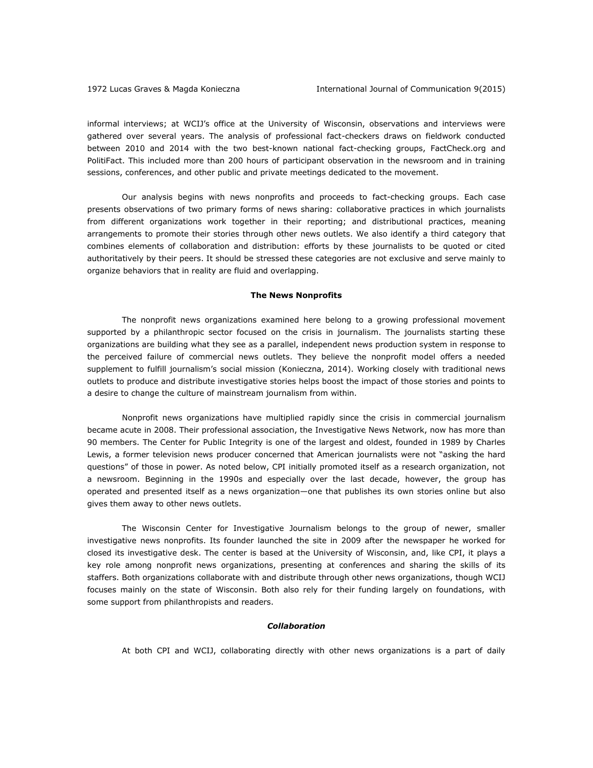informal interviews; at WCIJ's office at the University of Wisconsin, observations and interviews were gathered over several years. The analysis of professional fact-checkers draws on fieldwork conducted between 2010 and 2014 with the two best-known national fact-checking groups, FactCheck.org and PolitiFact. This included more than 200 hours of participant observation in the newsroom and in training sessions, conferences, and other public and private meetings dedicated to the movement.

Our analysis begins with news nonprofits and proceeds to fact-checking groups. Each case presents observations of two primary forms of news sharing: collaborative practices in which journalists from different organizations work together in their reporting; and distributional practices, meaning arrangements to promote their stories through other news outlets. We also identify a third category that combines elements of collaboration and distribution: efforts by these journalists to be quoted or cited authoritatively by their peers. It should be stressed these categories are not exclusive and serve mainly to organize behaviors that in reality are fluid and overlapping.

## The News Nonprofits

The nonprofit news organizations examined here belong to a growing professional movement supported by a philanthropic sector focused on the crisis in journalism. The journalists starting these organizations are building what they see as a parallel, independent news production system in response to the perceived failure of commercial news outlets. They believe the nonprofit model offers a needed supplement to fulfill journalism's social mission (Konieczna, 2014). Working closely with traditional news outlets to produce and distribute investigative stories helps boost the impact of those stories and points to a desire to change the culture of mainstream journalism from within.

Nonprofit news organizations have multiplied rapidly since the crisis in commercial journalism became acute in 2008. Their professional association, the Investigative News Network, now has more than 90 members. The Center for Public Integrity is one of the largest and oldest, founded in 1989 by Charles Lewis, a former television news producer concerned that American journalists were not "asking the hard questions" of those in power. As noted below, CPI initially promoted itself as a research organization, not a newsroom. Beginning in the 1990s and especially over the last decade, however, the group has operated and presented itself as a news organization—one that publishes its own stories online but also gives them away to other news outlets.

The Wisconsin Center for Investigative Journalism belongs to the group of newer, smaller investigative news nonprofits. Its founder launched the site in 2009 after the newspaper he worked for closed its investigative desk. The center is based at the University of Wisconsin, and, like CPI, it plays a key role among nonprofit news organizations, presenting at conferences and sharing the skills of its staffers. Both organizations collaborate with and distribute through other news organizations, though WCIJ focuses mainly on the state of Wisconsin. Both also rely for their funding largely on foundations, with some support from philanthropists and readers.

### *Collaboration*

At both CPI and WCIJ, collaborating directly with other news organizations is a part of daily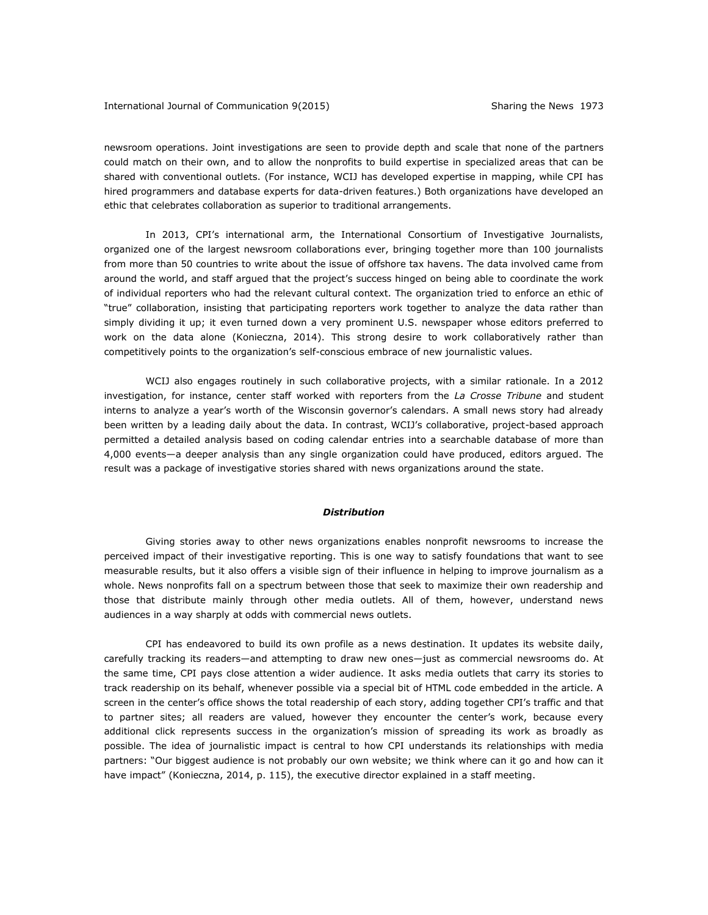newsroom operations. Joint investigations are seen to provide depth and scale that none of the partners could match on their own, and to allow the nonprofits to build expertise in specialized areas that can be shared with conventional outlets. (For instance, WCIJ has developed expertise in mapping, while CPI has hired programmers and database experts for data-driven features.) Both organizations have developed an ethic that celebrates collaboration as superior to traditional arrangements.

In 2013, CPI's international arm, the International Consortium of Investigative Journalists, organized one of the largest newsroom collaborations ever, bringing together more than 100 journalists from more than 50 countries to write about the issue of offshore tax havens. The data involved came from around the world, and staff argued that the project's success hinged on being able to coordinate the work of individual reporters who had the relevant cultural context. The organization tried to enforce an ethic of "true" collaboration, insisting that participating reporters work together to analyze the data rather than simply dividing it up; it even turned down a very prominent U.S. newspaper whose editors preferred to work on the data alone (Konieczna, 2014). This strong desire to work collaboratively rather than competitively points to the organization's self-conscious embrace of new journalistic values.

WCIJ also engages routinely in such collaborative projects, with a similar rationale. In a 2012 investigation, for instance, center staff worked with reporters from the *La Crosse Tribune* and student interns to analyze a year's worth of the Wisconsin governor's calendars. A small news story had already been written by a leading daily about the data. In contrast, WCIJ's collaborative, project-based approach permitted a detailed analysis based on coding calendar entries into a searchable database of more than 4,000 events—a deeper analysis than any single organization could have produced, editors argued. The result was a package of investigative stories shared with news organizations around the state.

### *Distribution*

Giving stories away to other news organizations enables nonprofit newsrooms to increase the perceived impact of their investigative reporting. This is one way to satisfy foundations that want to see measurable results, but it also offers a visible sign of their influence in helping to improve journalism as a whole. News nonprofits fall on a spectrum between those that seek to maximize their own readership and those that distribute mainly through other media outlets. All of them, however, understand news audiences in a way sharply at odds with commercial news outlets.

CPI has endeavored to build its own profile as a news destination. It updates its website daily, carefully tracking its readers—and attempting to draw new ones—just as commercial newsrooms do. At the same time, CPI pays close attention a wider audience. It asks media outlets that carry its stories to track readership on its behalf, whenever possible via a special bit of HTML code embedded in the article. A screen in the center's office shows the total readership of each story, adding together CPI's traffic and that to partner sites; all readers are valued, however they encounter the center's work, because every additional click represents success in the organization's mission of spreading its work as broadly as possible. The idea of journalistic impact is central to how CPI understands its relationships with media partners: "Our biggest audience is not probably our own website; we think where can it go and how can it have impact" (Konieczna, 2014, p. 115), the executive director explained in a staff meeting.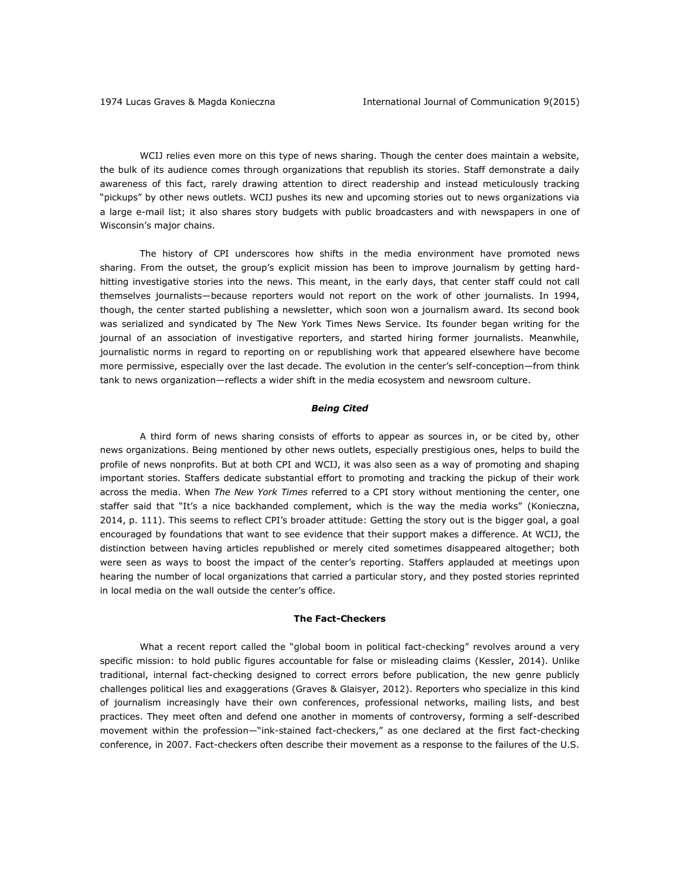WCIJ relies even more on this type of news sharing. Though the center does maintain a website, the bulk of its audience comes through organizations that republish its stories. Staff demonstrate a daily awareness of this fact, rarely drawing attention to direct readership and instead meticulously tracking "pickups" by other news outlets. WCIJ pushes its new and upcoming stories out to news organizations via a large e-mail list; it also shares story budgets with public broadcasters and with newspapers in one of Wisconsin's major chains.

The history of CPI underscores how shifts in the media environment have promoted news sharing. From the outset, the group's explicit mission has been to improve journalism by getting hard-hitting investigative stories into the news. This meant, in the early days, that center staff could not call themselves journalists—because reporters would not report on the work of other journalists. In 1994, though, the center started publishing a newsletter, which soon won a journalism award. Its second book was serialized and syndicated by The New York Times News Service. Its founder began writing for the journal of an association of investigative reporters, and started hiring former journalists. Meanwhile, journalistic norms in regard to reporting on or republishing work that appeared elsewhere have become more permissive, especially over the last decade. The evolution in the center's self-conception—from think tank to news organization—reflects a wider shift in the media ecosystem and newsroom culture.

### *Being Cited*

A third form of news sharing consists of efforts to appear as sources in, or be cited by, other news organizations. Being mentioned by other news outlets, especially prestigious ones, helps to build the profile of news nonprofits. But at both CPI and WCIJ, it was also seen as a way of promoting and shaping important stories. Staffers dedicate substantial effort to promoting and tracking the pickup of their work across the media. When *The New York Times* referred to a CPI story without mentioning the center, one staffer said that "It's a nice backhanded complement, which is the way the media works" (Konieczna, 2014, p. 111). This seems to reflect CPI's broader attitude: Getting the story out is the bigger goal, a goal encouraged by foundations that want to see evidence that their support makes a difference. At WCIJ, the distinction between having articles republished or merely cited sometimes disappeared altogether; both were seen as ways to boost the impact of the center's reporting. Staffers applauded at meetings upon hearing the number of local organizations that carried a particular story, and they posted stories reprinted in local media on the wall outside the center's office.

### The Fact-Checkers

What a recent report called the "global boom in political fact-checking" revolves around a very specific mission: to hold public figures accountable for false or misleading claims (Kessler, 2014). Unlike traditional, internal fact-checking designed to correct errors before publication, the new genre publicly challenges political lies and exaggerations (Graves & Glaisyer, 2012). Reporters who specialize in this kind of journalism increasingly have their own conferences, professional networks, mailing lists, and best practices. They meet often and defend one another in moments of controversy, forming a self-described movement within the profession—"ink-stained fact-checkers," as one declared at the first fact-checking conference, in 2007. Fact-checkers often describe their movement as a response to the failures of the U.S.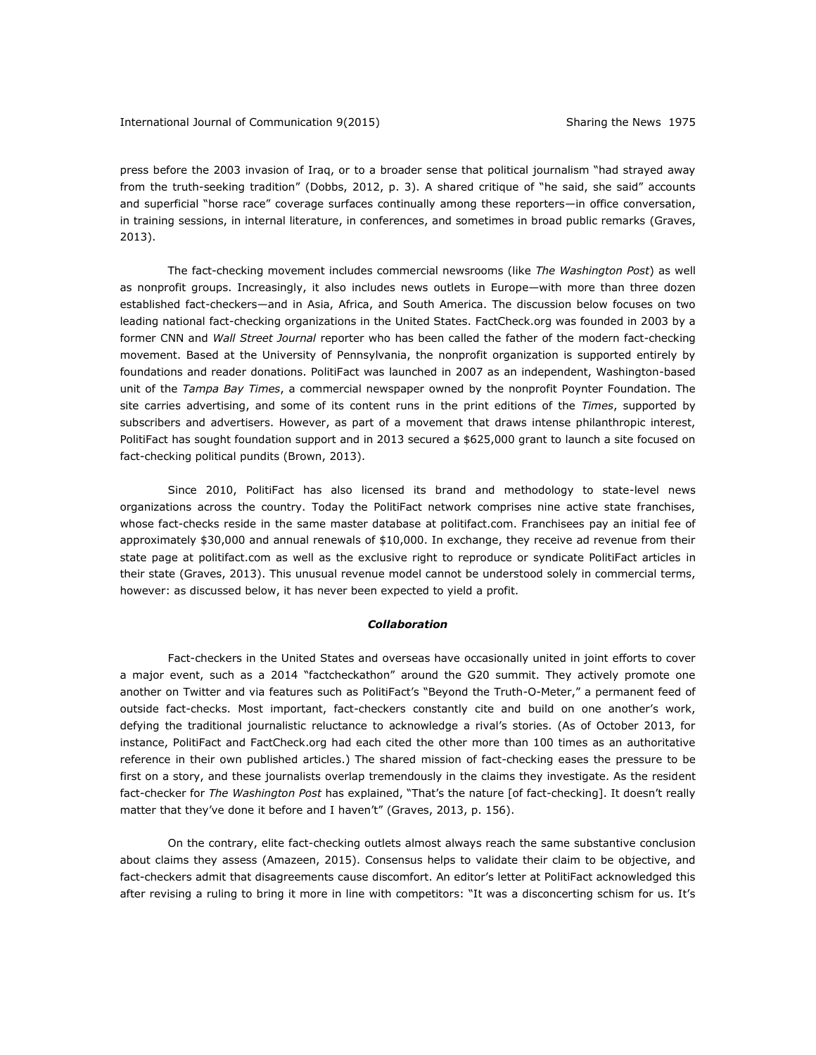press before the 2003 invasion of Iraq, or to a broader sense that political journalism "had strayed away from the truth-seeking tradition" (Dobbs, 2012, p. 3). A shared critique of "he said, she said" accounts and superficial "horse race" coverage surfaces continually among these reporters—in office conversation, in training sessions, in internal literature, in conferences, and sometimes in broad public remarks (Graves, 2013).

The fact-checking movement includes commercial newsrooms (like *The Washington Post*) as well as nonprofit groups. Increasingly, it also includes news outlets in Europe—with more than three dozen established fact-checkers—and in Asia, Africa, and South America. The discussion below focuses on two leading national fact-checking organizations in the United States. FactCheck.org was founded in 2003 by a former CNN and *Wall Street Journal* reporter who has been called the father of the modern fact-checking movement. Based at the University of Pennsylvania, the nonprofit organization is supported entirely by foundations and reader donations. PolitiFact was launched in 2007 as an independent, Washington-based unit of the *Tampa Bay Times*, a commercial newspaper owned by the nonprofit Poynter Foundation. The site carries advertising, and some of its content runs in the print editions of the *Times*, supported by subscribers and advertisers. However, as part of a movement that draws intense philanthropic interest, PolitiFact has sought foundation support and in 2013 secured a $625,000 grant to launch a site focused on fact-checking political pundits (Brown, 2013).

Since 2010, PolitiFact has also licensed its brand and methodology to state-level news organizations across the country. Today the PolitiFact network comprises nine active state franchises, whose fact-checks reside in the same master database at politifact.com. Franchisees pay an initial fee of approximately $30,000 and annual renewals of $10,000. In exchange, they receive ad revenue from their state page at politifact.com as well as the exclusive right to reproduce or syndicate PolitiFact articles in their state (Graves, 2013). This unusual revenue model cannot be understood solely in commercial terms, however: as discussed below, it has never been expected to yield a profit.

### *Collaboration*

Fact-checkers in the United States and overseas have occasionally united in joint efforts to cover a major event, such as a 2014 "factcheckathon" around the G20 summit. They actively promote one another on Twitter and via features such as PolitiFact's "Beyond the Truth-O-Meter," a permanent feed of outside fact-checks. Most important, fact-checkers constantly cite and build on one another's work, defying the traditional journalistic reluctance to acknowledge a rival's stories. (As of October 2013, for instance, PolitiFact and FactCheck.org had each cited the other more than 100 times as an authoritative reference in their own published articles.) The shared mission of fact-checking eases the pressure to be first on a story, and these journalists overlap tremendously in the claims they investigate. As the resident fact-checker for *The Washington Post* has explained, "That's the nature [of fact-checking]. It doesn't really matter that they've done it before and I haven't" (Graves, 2013, p. 156).

On the contrary, elite fact-checking outlets almost always reach the same substantive conclusion about claims they assess (Amazeen, 2015). Consensus helps to validate their claim to be objective, and fact-checkers admit that disagreements cause discomfort. An editor's letter at PolitiFact acknowledged this after revising a ruling to bring it more in line with competitors: "It was a disconcerting schism for us. It's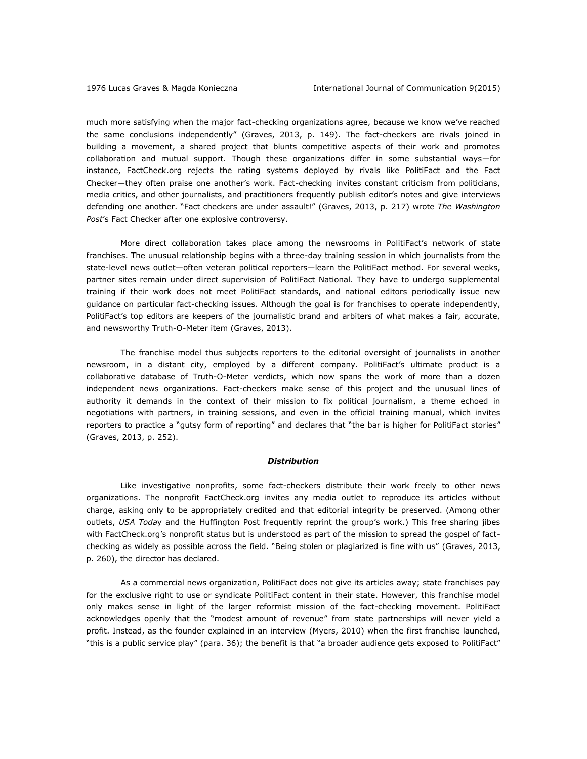much more satisfying when the major fact-checking organizations agree, because we know we've reached the same conclusions independently" (Graves, 2013, p. 149). The fact-checkers are rivals joined in building a movement, a shared project that blunts competitive aspects of their work and promotes collaboration and mutual support. Though these organizations differ in some substantial ways—for instance, FactCheck.org rejects the rating systems deployed by rivals like PolitiFact and the Fact Checker—they often praise one another's work. Fact-checking invites constant criticism from politicians, media critics, and other journalists, and practitioners frequently publish editor's notes and give interviews defending one another. "Fact checkers are under assault!" (Graves, 2013, p. 217) wrote *The Washington Post*'s Fact Checker after one explosive controversy.

More direct collaboration takes place among the newsrooms in PolitiFact's network of state franchises. The unusual relationship begins with a three-day training session in which journalists from the state-level news outlet—often veteran political reporters—learn the PolitiFact method. For several weeks, partner sites remain under direct supervision of PolitiFact National. They have to undergo supplemental training if their work does not meet PolitiFact standards, and national editors periodically issue new guidance on particular fact-checking issues. Although the goal is for franchises to operate independently, PolitiFact's top editors are keepers of the journalistic brand and arbiters of what makes a fair, accurate, and newsworthy Truth-O-Meter item (Graves, 2013).

The franchise model thus subjects reporters to the editorial oversight of journalists in another newsroom, in a distant city, employed by a different company. PolitiFact's ultimate product is a collaborative database of Truth-O-Meter verdicts, which now spans the work of more than a dozen independent news organizations. Fact-checkers make sense of this project and the unusual lines of authority it demands in the context of their mission to fix political journalism, a theme echoed in negotiations with partners, in training sessions, and even in the official training manual, which invites reporters to practice a "gutsy form of reporting" and declares that "the bar is higher for PolitiFact stories" (Graves, 2013, p. 252).

### *Distribution*

Like investigative nonprofits, some fact-checkers distribute their work freely to other news organizations. The nonprofit FactCheck.org invites any media outlet to reproduce its articles without charge, asking only to be appropriately credited and that editorial integrity be preserved. (Among other outlets, *USA Today* and the Huffington Post frequently reprint the group's work.) This free sharing jibes with FactCheck.org's nonprofit status but is understood as part of the mission to spread the gospel of fact-checking as widely as possible across the field. "Being stolen or plagiarized is fine with us" (Graves, 2013, p. 260), the director has declared.

As a commercial news organization, PolitiFact does not give its articles away; state franchises pay for the exclusive right to use or syndicate PolitiFact content in their state. However, this franchise model only makes sense in light of the larger reformist mission of the fact-checking movement. PolitiFact acknowledges openly that the "modest amount of revenue" from state partnerships will never yield a profit. Instead, as the founder explained in an interview (Myers, 2010) when the first franchise launched, "this is a public service play" (para. 36); the benefit is that "a broader audience gets exposed to PolitiFact"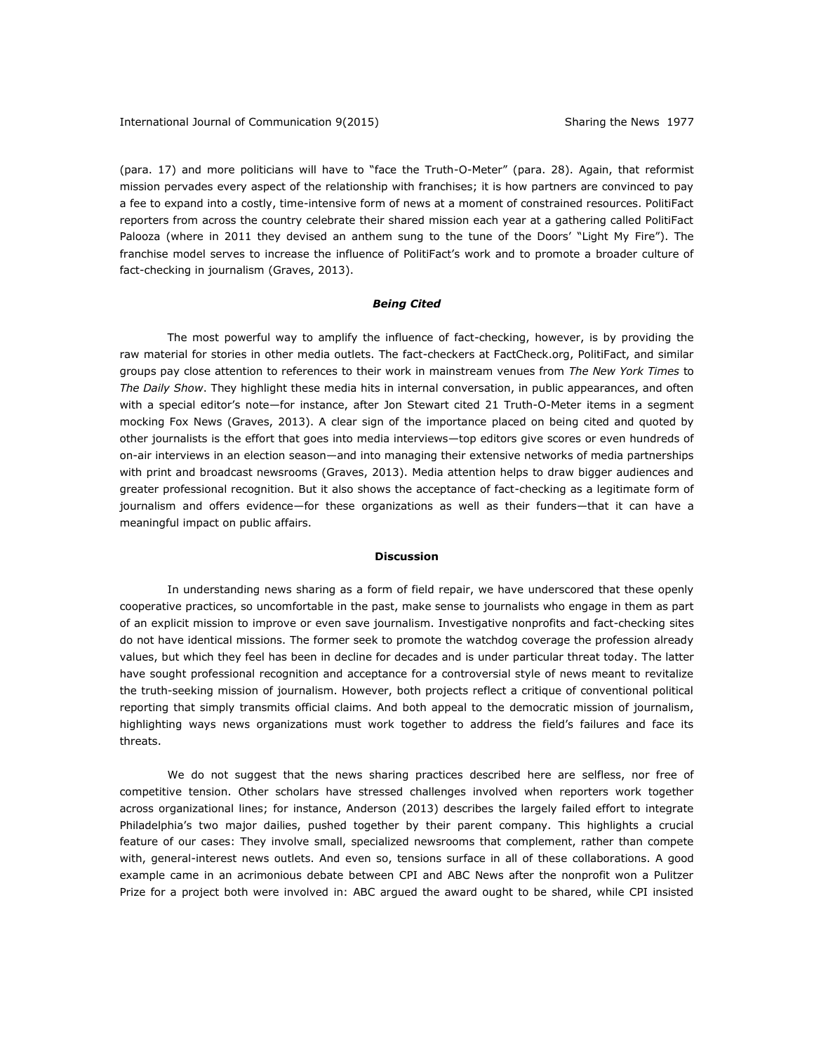(para. 17) and more politicians will have to "face the Truth-O-Meter" (para. 28). Again, that reformist mission pervades every aspect of the relationship with franchises; it is how partners are convinced to pay a fee to expand into a costly, time-intensive form of news at a moment of constrained resources. PolitiFact reporters from across the country celebrate their shared mission each year at a gathering called PolitiFact Palooza (where in 2011 they devised an anthem sung to the tune of the Doors' "Light My Fire"). The franchise model serves to increase the influence of PolitiFact's work and to promote a broader culture of fact-checking in journalism (Graves, 2013).

### *Being Cited*

The most powerful way to amplify the influence of fact-checking, however, is by providing the raw material for stories in other media outlets. The fact-checkers at FactCheck.org, PolitiFact, and similar groups pay close attention to references to their work in mainstream venues from *The New York Times* to *The Daily Show*. They highlight these media hits in internal conversation, in public appearances, and often with a special editor's note—for instance, after Jon Stewart cited 21 Truth-O-Meter items in a segment mocking Fox News (Graves, 2013). A clear sign of the importance placed on being cited and quoted by other journalists is the effort that goes into media interviews—top editors give scores or even hundreds of on-air interviews in an election season—and into managing their extensive networks of media partnerships with print and broadcast newsrooms (Graves, 2013). Media attention helps to draw bigger audiences and greater professional recognition. But it also shows the acceptance of fact-checking as a legitimate form of journalism and offers evidence—for these organizations as well as their funders—that it can have a meaningful impact on public affairs.

## Discussion

In understanding news sharing as a form of field repair, we have underscored that these openly cooperative practices, so uncomfortable in the past, make sense to journalists who engage in them as part of an explicit mission to improve or even save journalism. Investigative nonprofits and fact-checking sites do not have identical missions. The former seek to promote the watchdog coverage the profession already values, but which they feel has been in decline for decades and is under particular threat today. The latter have sought professional recognition and acceptance for a controversial style of news meant to revitalize the truth-seeking mission of journalism. However, both projects reflect a critique of conventional political reporting that simply transmits official claims. And both appeal to the democratic mission of journalism, highlighting ways news organizations must work together to address the field's failures and face its threats.

We do not suggest that the news sharing practices described here are selfless, nor free of competitive tension. Other scholars have stressed challenges involved when reporters work together across organizational lines; for instance, Anderson (2013) describes the largely failed effort to integrate Philadelphia's two major dailies, pushed together by their parent company. This highlights a crucial feature of our cases: They involve small, specialized newsrooms that complement, rather than compete with, general-interest news outlets. And even so, tensions surface in all of these collaborations. A good example came in an acrimonious debate between CPI and ABC News after the nonprofit won a Pulitzer Prize for a project both were involved in: ABC argued the award ought to be shared, while CPI insisted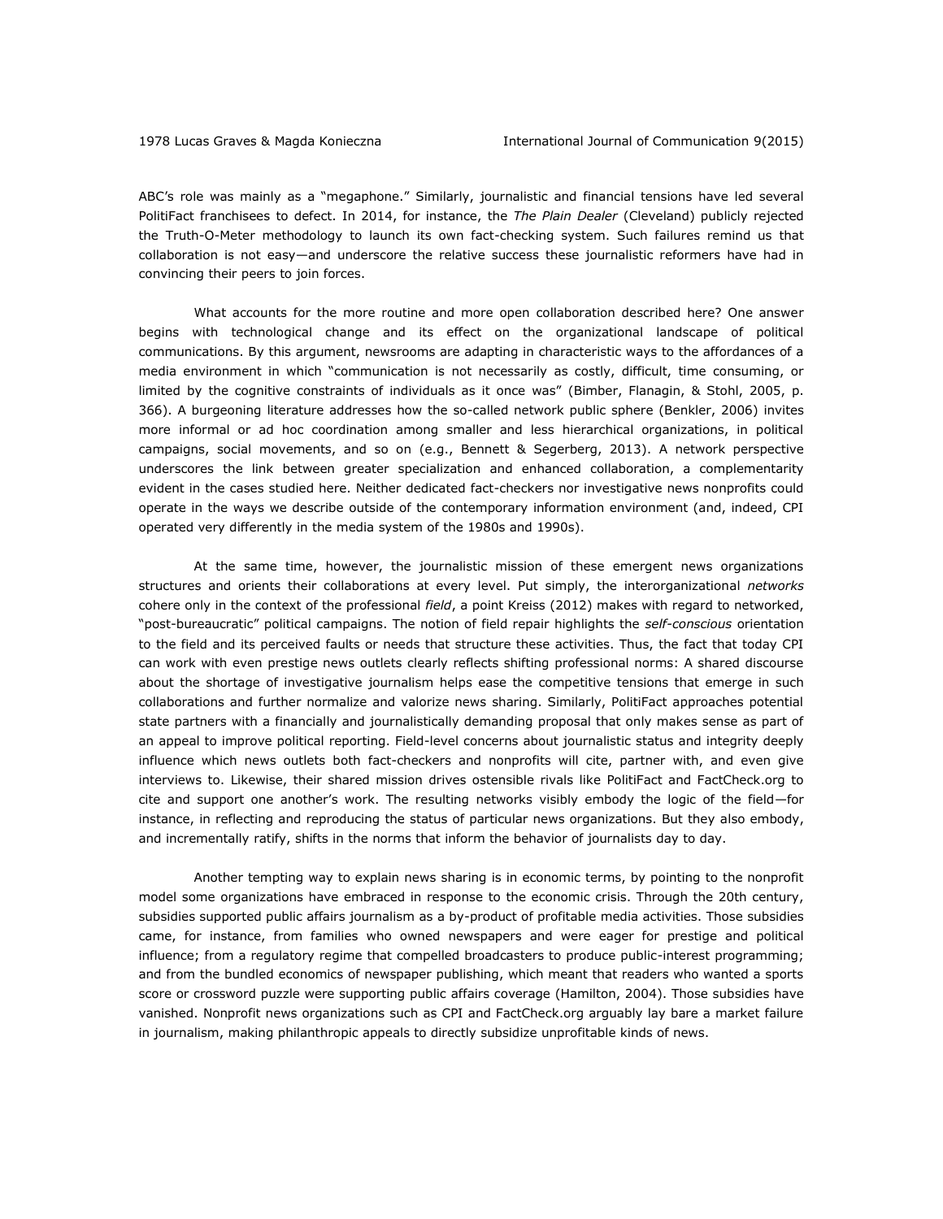ABC's role was mainly as a "megaphone." Similarly, journalistic and financial tensions have led several PolitiFact franchisees to defect. In 2014, for instance, the *The Plain Dealer* (Cleveland) publicly rejected the Truth-O-Meter methodology to launch its own fact-checking system. Such failures remind us that collaboration is not easy—and underscore the relative success these journalistic reformers have had in convincing their peers to join forces.

What accounts for the more routine and more open collaboration described here? One answer begins with technological change and its effect on the organizational landscape of political communications. By this argument, newsrooms are adapting in characteristic ways to the affordances of a media environment in which "communication is not necessarily as costly, difficult, time consuming, or limited by the cognitive constraints of individuals as it once was" (Bimber, Flanagin, & Stohl, 2005, p. 366). A burgeoning literature addresses how the so-called network public sphere (Benkler, 2006) invites more informal or ad hoc coordination among smaller and less hierarchical organizations, in political campaigns, social movements, and so on (e.g., Bennett & Segerberg, 2013). A network perspective underscores the link between greater specialization and enhanced collaboration, a complementarity evident in the cases studied here. Neither dedicated fact-checkers nor investigative news nonprofits could operate in the ways we describe outside of the contemporary information environment (and, indeed, CPI operated very differently in the media system of the 1980s and 1990s).

At the same time, however, the journalistic mission of these emergent news organizations structures and orients their collaborations at every level. Put simply, the interorganizational *networks* cohere only in the context of the professional *field*, a point Kreiss (2012) makes with regard to networked, "post-bureaucratic" political campaigns. The notion of field repair highlights the *self-conscious* orientation to the field and its perceived faults or needs that structure these activities. Thus, the fact that today CPI can work with even prestige news outlets clearly reflects shifting professional norms: A shared discourse about the shortage of investigative journalism helps ease the competitive tensions that emerge in such collaborations and further normalize and valorize news sharing. Similarly, PolitiFact approaches potential state partners with a financially and journalistically demanding proposal that only makes sense as part of an appeal to improve political reporting. Field-level concerns about journalistic status and integrity deeply influence which news outlets both fact-checkers and nonprofits will cite, partner with, and even give interviews to. Likewise, their shared mission drives ostensible rivals like PolitiFact and FactCheck.org to cite and support one another's work. The resulting networks visibly embody the logic of the field—for instance, in reflecting and reproducing the status of particular news organizations. But they also embody, and incrementally ratify, shifts in the norms that inform the behavior of journalists day to day.

Another tempting way to explain news sharing is in economic terms, by pointing to the nonprofit model some organizations have embraced in response to the economic crisis. Through the 20th century, subsidies supported public affairs journalism as a by-product of profitable media activities. Those subsidies came, for instance, from families who owned newspapers and were eager for prestige and political influence; from a regulatory regime that compelled broadcasters to produce public-interest programming; and from the bundled economics of newspaper publishing, which meant that readers who wanted a sports score or crossword puzzle were supporting public affairs coverage (Hamilton, 2004). Those subsidies have vanished. Nonprofit news organizations such as CPI and FactCheck.org arguably lay bare a market failure in journalism, making philanthropic appeals to directly subsidize unprofitable kinds of news.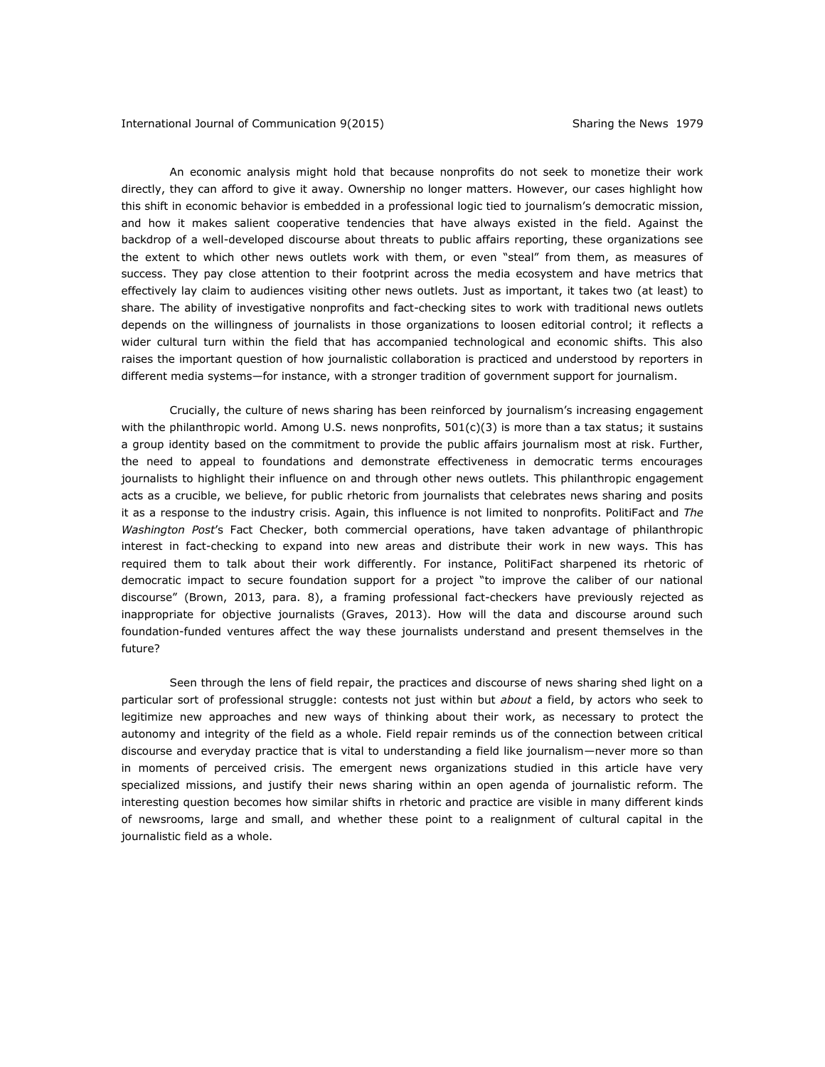An economic analysis might hold that because nonprofits do not seek to monetize their work directly, they can afford to give it away. Ownership no longer matters. However, our cases highlight how this shift in economic behavior is embedded in a professional logic tied to journalism's democratic mission, and how it makes salient cooperative tendencies that have always existed in the field. Against the backdrop of a well-developed discourse about threats to public affairs reporting, these organizations see the extent to which other news outlets work with them, or even "steal" from them, as measures of success. They pay close attention to their footprint across the media ecosystem and have metrics that effectively lay claim to audiences visiting other news outlets. Just as important, it takes two (at least) to share. The ability of investigative nonprofits and fact-checking sites to work with traditional news outlets depends on the willingness of journalists in those organizations to loosen editorial control; it reflects a wider cultural turn within the field that has accompanied technological and economic shifts. This also raises the important question of how journalistic collaboration is practiced and understood by reporters in different media systems—for instance, with a stronger tradition of government support for journalism.

Crucially, the culture of news sharing has been reinforced by journalism's increasing engagement with the philanthropic world. Among U.S. news nonprofits, 501(c)(3) is more than a tax status; it sustains a group identity based on the commitment to provide the public affairs journalism most at risk. Further, the need to appeal to foundations and demonstrate effectiveness in democratic terms encourages journalists to highlight their influence on and through other news outlets. This philanthropic engagement acts as a crucible, we believe, for public rhetoric from journalists that celebrates news sharing and posits it as a response to the industry crisis. Again, this influence is not limited to nonprofits. PolitiFact and *The Washington Post*'s Fact Checker, both commercial operations, have taken advantage of philanthropic interest in fact-checking to expand into new areas and distribute their work in new ways. This has required them to talk about their work differently. For instance, PolitiFact sharpened its rhetoric of democratic impact to secure foundation support for a project "to improve the caliber of our national discourse" (Brown, 2013, para. 8), a framing professional fact-checkers have previously rejected as inappropriate for objective journalists (Graves, 2013). How will the data and discourse around such foundation-funded ventures affect the way these journalists understand and present themselves in the future?

Seen through the lens of field repair, the practices and discourse of news sharing shed light on a particular sort of professional struggle: contests not just within but *about* a field, by actors who seek to legitimize new approaches and new ways of thinking about their work, as necessary to protect the autonomy and integrity of the field as a whole. Field repair reminds us of the connection between critical discourse and everyday practice that is vital to understanding a field like journalism—never more so than in moments of perceived crisis. The emergent news organizations studied in this article have very specialized missions, and justify their news sharing within an open agenda of journalistic reform. The interesting question becomes how similar shifts in rhetoric and practice are visible in many different kinds of newsrooms, large and small, and whether these point to a realignment of cultural capital in the journalistic field as a whole.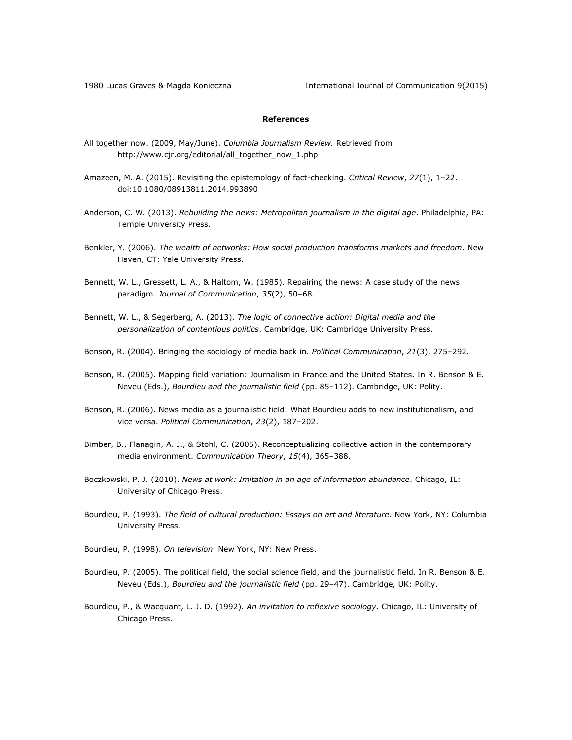**References**

All together now. (2009, May/June). *Columbia Journalism Review.* Retrieved from http://www.cjr.org/editorial/all_together_now_1.php

Amazeen, M. A. (2015). Revisiting the epistemology of fact-checking. *Critical Review*, *27*(1), 1–22. doi:10.1080/08913811.2014.993890

Anderson, C. W. (2013). *Rebuilding the news: Metropolitan journalism in the digital age*. Philadelphia, PA: Temple University Press.

Benkler, Y. (2006). *The wealth of networks: How social production transforms markets and freedom*. New Haven, CT: Yale University Press.

Bennett, W. L., Gressett, L. A., & Haltom, W. (1985). Repairing the news: A case study of the news paradigm. *Journal of Communication*, *35*(2), 50–68.

Bennett, W. L., & Segerberg, A. (2013). *The logic of connective action: Digital media and the personalization of contentious politics*. Cambridge, UK: Cambridge University Press.

Benson, R. (2004). Bringing the sociology of media back in. *Political Communication*, *21*(3), 275–292.

Benson, R. (2005). Mapping field variation: Journalism in France and the United States. In R. Benson & E. Neveu (Eds.), *Bourdieu and the journalistic field* (pp. 85–112). Cambridge, UK: Polity.

Benson, R. (2006). News media as a journalistic field: What Bourdieu adds to new institutionalism, and vice versa. *Political Communication*, *23*(2), 187–202.

Bimber, B., Flanagin, A. J., & Stohl, C. (2005). Reconceptualizing collective action in the contemporary media environment. *Communication Theory*, *15*(4), 365–388.

Boczkowski, P. J. (2010). *News at work: Imitation in an age of information abundance*. Chicago, IL: University of Chicago Press.

Bourdieu, P. (1993). *The field of cultural production: Essays on art and literature*. New York, NY: Columbia University Press.

Bourdieu, P. (1998). *On television*. New York, NY: New Press.

Bourdieu, P. (2005). The political field, the social science field, and the journalistic field. In R. Benson & E. Neveu (Eds.), *Bourdieu and the journalistic field* (pp. 29–47). Cambridge, UK: Polity.

Bourdieu, P., & Wacquant, L. J. D. (1992). *An invitation to reflexive sociology*. Chicago, IL: University of Chicago Press.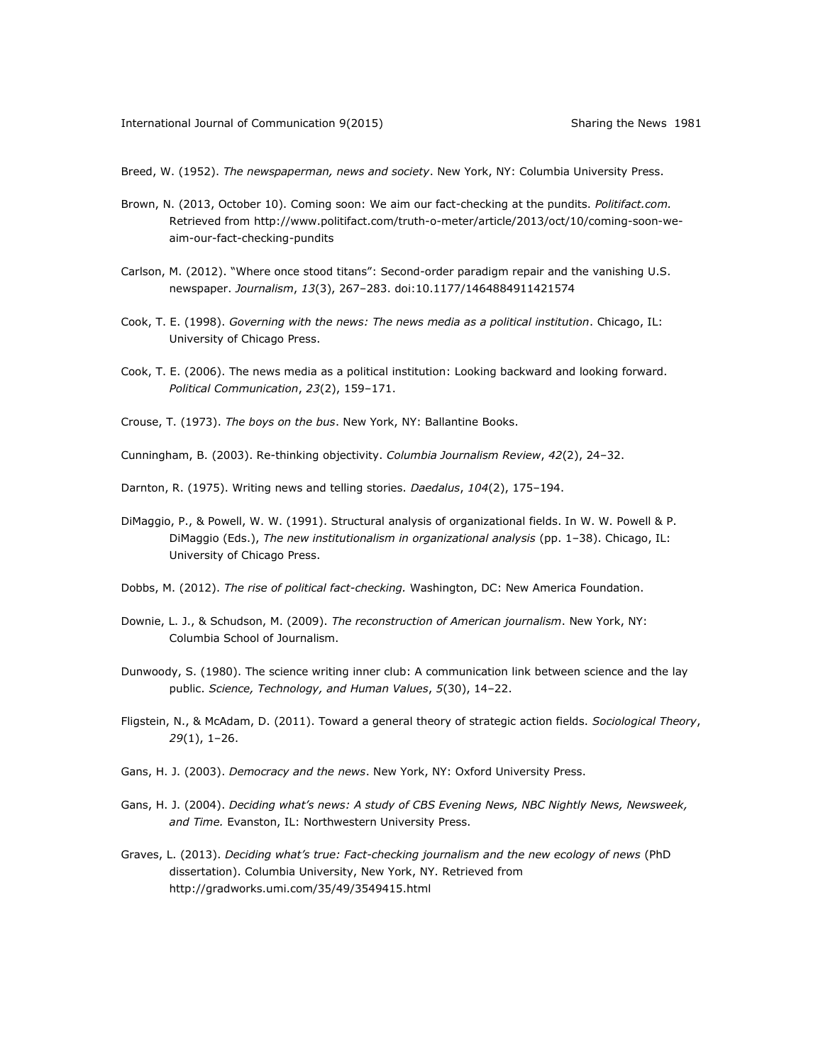Breed, W. (1952). *The newspaperman, news and society*. New York, NY: Columbia University Press.

Brown, N. (2013, October 10). Coming soon: We aim our fact-checking at the pundits. *Politifact.com.* Retrieved from http://www.politifact.com/truth-o-meter/article/2013/oct/10/coming-soon-we-aim-our-fact-checking-pundits

Carlson, M. (2012). "Where once stood titans": Second-order paradigm repair and the vanishing U.S. newspaper. *Journalism*, *13*(3), 267–283. doi:10.1177/1464884911421574

Cook, T. E. (1998). *Governing with the news: The news media as a political institution*. Chicago, IL: University of Chicago Press.

Cook, T. E. (2006). The news media as a political institution: Looking backward and looking forward. *Political Communication*, *23*(2), 159–171.

Crouse, T. (1973). *The boys on the bus*. New York, NY: Ballantine Books.

Cunningham, B. (2003). Re-thinking objectivity. *Columbia Journalism Review*, *42*(2), 24–32.

Darnton, R. (1975). Writing news and telling stories. *Daedalus*, *104*(2), 175–194.

DiMaggio, P., & Powell, W. W. (1991). Structural analysis of organizational fields. In W. W. Powell & P. DiMaggio (Eds.), *The new institutionalism in organizational analysis* (pp. 1–38). Chicago, IL: University of Chicago Press.

Dobbs, M. (2012). *The rise of political fact-checking.* Washington, DC: New America Foundation.

Downie, L. J., & Schudson, M. (2009). *The reconstruction of American journalism*. New York, NY: Columbia School of Journalism.

Dunwoody, S. (1980). The science writing inner club: A communication link between science and the lay public. *Science, Technology, and Human Values*, *5*(30), 14–22.

Fligstein, N., & McAdam, D. (2011). Toward a general theory of strategic action fields. *Sociological Theory*, *29*(1), 1–26.

Gans, H. J. (2003). *Democracy and the news*. New York, NY: Oxford University Press.

Gans, H. J. (2004). *Deciding what's news: A study of CBS Evening News, NBC Nightly News, Newsweek, and Time.* Evanston, IL: Northwestern University Press.

Graves, L. (2013). *Deciding what's true: Fact-checking journalism and the new ecology of news* (PhD dissertation). Columbia University, New York, NY. Retrieved from http://gradworks.umi.com/35/49/3549415.html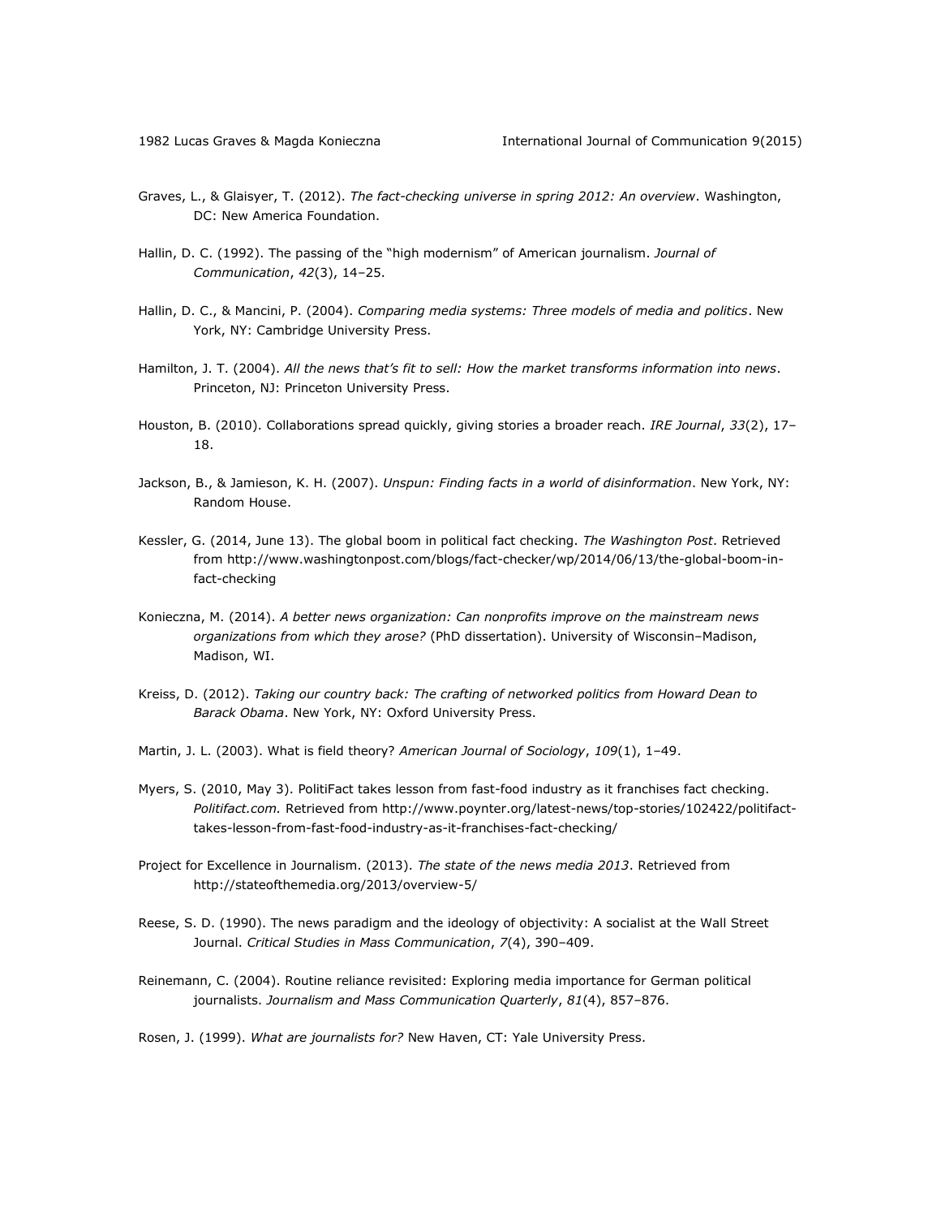Graves, L., & Glaisyer, T. (2012). *The fact-checking universe in spring 2012: An overview*. Washington, DC: New America Foundation.

Hallin, D. C. (1992). The passing of the "high modernism" of American journalism. *Journal of Communication*, *42*(3), 14–25.

Hallin, D. C., & Mancini, P. (2004). *Comparing media systems: Three models of media and politics*. New York, NY: Cambridge University Press.

Hamilton, J. T. (2004). *All the news that's fit to sell: How the market transforms information into news*. Princeton, NJ: Princeton University Press.

Houston, B. (2010). Collaborations spread quickly, giving stories a broader reach. *IRE Journal*, *33*(2), 17–18.

Jackson, B., & Jamieson, K. H. (2007). *Unspun: Finding facts in a world of disinformation*. New York, NY: Random House.

Kessler, G. (2014, June 13). The global boom in political fact checking. *The Washington Post*. Retrieved from http://www.washingtonpost.com/blogs/fact-checker/wp/2014/06/13/the-global-boom-in-fact-checking

Konieczna, M. (2014). *A better news organization: Can nonprofits improve on the mainstream news organizations from which they arose?* (PhD dissertation). University of Wisconsin–Madison, Madison, WI.

Kreiss, D. (2012). *Taking our country back: The crafting of networked politics from Howard Dean to Barack Obama*. New York, NY: Oxford University Press.

Martin, J. L. (2003). What is field theory? *American Journal of Sociology*, *109*(1), 1–49.

Myers, S. (2010, May 3). PolitiFact takes lesson from fast-food industry as it franchises fact checking. *Politifact.com.* Retrieved from http://www.poynter.org/latest-news/top-stories/102422/politifact-takes-lesson-from-fast-food-industry-as-it-franchises-fact-checking/

Project for Excellence in Journalism. (2013). *The state of the news media 2013*. Retrieved from http://stateofthemedia.org/2013/overview-5/

Reese, S. D. (1990). The news paradigm and the ideology of objectivity: A socialist at the Wall Street Journal. *Critical Studies in Mass Communication*, *7*(4), 390–409.

Reinemann, C. (2004). Routine reliance revisited: Exploring media importance for German political journalists. *Journalism and Mass Communication Quarterly*, *81*(4), 857–876.

Rosen, J. (1999). *What are journalists for?* New Haven, CT: Yale University Press.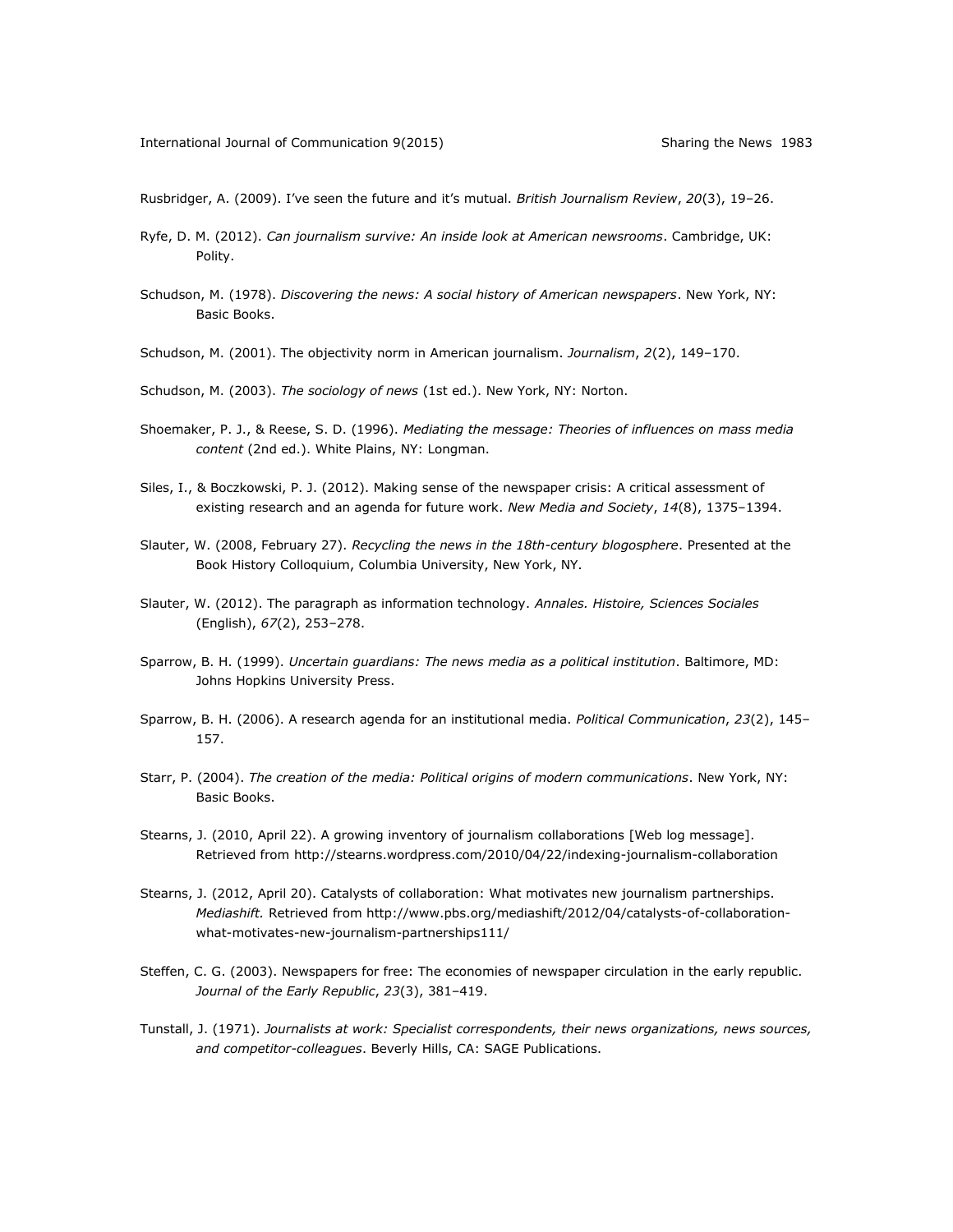Rusbridger, A. (2009). I've seen the future and it's mutual. *British Journalism Review*, *20*(3), 19–26.

Ryfe, D. M. (2012). *Can journalism survive: An inside look at American newsrooms*. Cambridge, UK: Polity.

Schudson, M. (1978). *Discovering the news: A social history of American newspapers*. New York, NY: Basic Books.

Schudson, M. (2001). The objectivity norm in American journalism. *Journalism*, *2*(2), 149–170.

Schudson, M. (2003). *The sociology of news* (1st ed.). New York, NY: Norton.

Shoemaker, P. J., & Reese, S. D. (1996). *Mediating the message: Theories of influences on mass media content* (2nd ed.). White Plains, NY: Longman.

Siles, I., & Boczkowski, P. J. (2012). Making sense of the newspaper crisis: A critical assessment of existing research and an agenda for future work. *New Media and Society*, *14*(8), 1375–1394.

Slauter, W. (2008, February 27). *Recycling the news in the 18th-century blogosphere*. Presented at the Book History Colloquium, Columbia University, New York, NY.

Slauter, W. (2012). The paragraph as information technology. *Annales. Histoire, Sciences Sociales* (English), *67*(2), 253–278.

Sparrow, B. H. (1999). *Uncertain guardians: The news media as a political institution*. Baltimore, MD: Johns Hopkins University Press.

Sparrow, B. H. (2006). A research agenda for an institutional media. *Political Communication*, *23*(2), 145–157.

Starr, P. (2004). *The creation of the media: Political origins of modern communications*. New York, NY: Basic Books.

Stearns, J. (2010, April 22). A growing inventory of journalism collaborations [Web log message]. Retrieved from http://stearns.wordpress.com/2010/04/22/indexing-journalism-collaboration

Stearns, J. (2012, April 20). Catalysts of collaboration: What motivates new journalism partnerships. *Mediashift.* Retrieved from http://www.pbs.org/mediashift/2012/04/catalysts-of-collaboration-what-motivates-new-journalism-partnerships111/

Steffen, C. G. (2003). Newspapers for free: The economies of newspaper circulation in the early republic. *Journal of the Early Republic*, *23*(3), 381–419.

Tunstall, J. (1971). *Journalists at work: Specialist correspondents, their news organizations, news sources, and competitor-colleagues*. Beverly Hills, CA: SAGE Publications.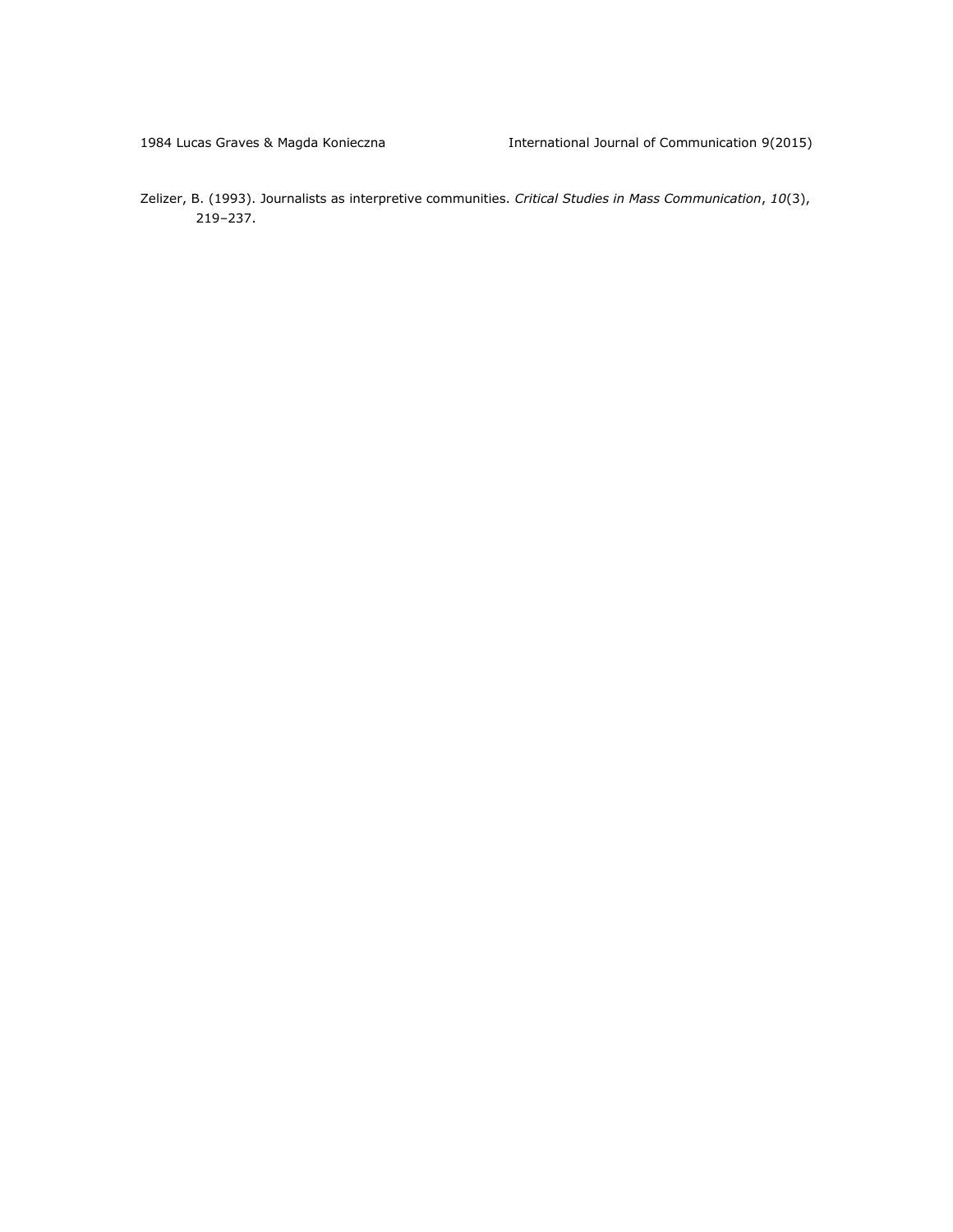Zelizer, B. (1993). Journalists as interpretive communities. *Critical Studies in Mass Communication*, *10*(3), 219–237.